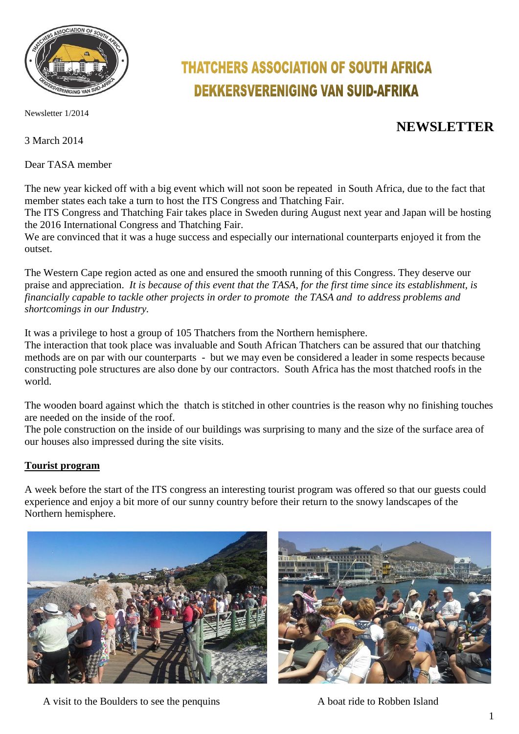# THATCHERS ASSOCIATION OF SOUTH AFRICA
# DEKKERSVERENIGING VAN SUID-AFRIKA

Newsletter 1/2014

## NEWSLETTER

3 March 2014

Dear TASA member

The new year kicked off with a big event which will not soon be repeated in South Africa, due to the fact that member states each take a turn to host the ITS Congress and Thatching Fair.
The ITS Congress and Thatching Fair takes place in Sweden during August next year and Japan will be hosting the 2016 International Congress and Thatching Fair.
We are convinced that it was a huge success and especially our international counterparts enjoyed it from the outset.

The Western Cape region acted as one and ensured the smooth running of this Congress. They deserve our praise and appreciation. *It is because of this event that the TASA, for the first time since its establishment, is financially capable to tackle other projects in order to promote the TASA and to address problems and shortcomings in our Industry.*

It was a privilege to host a group of 105 Thatchers from the Northern hemisphere.
The interaction that took place was invaluable and South African Thatchers can be assured that our thatching methods are on par with our counterparts - but we may even be considered a leader in some respects because constructing pole structures are also done by our contractors. South Africa has the most thatched roofs in the world.

The wooden board against which the thatch is stitched in other countries is the reason why no finishing touches are needed on the inside of the roof.
The pole construction on the inside of our buildings was surprising to many and the size of the surface area of our houses also impressed during the site visits.

**Tourist program**

A week before the start of the ITS congress an interesting tourist program was offered so that our guests could experience and enjoy a bit more of our sunny country before their return to the snowy landscapes of the Northern hemisphere.

A visit to the Boulders to see the penquins

A boat ride to Robben Island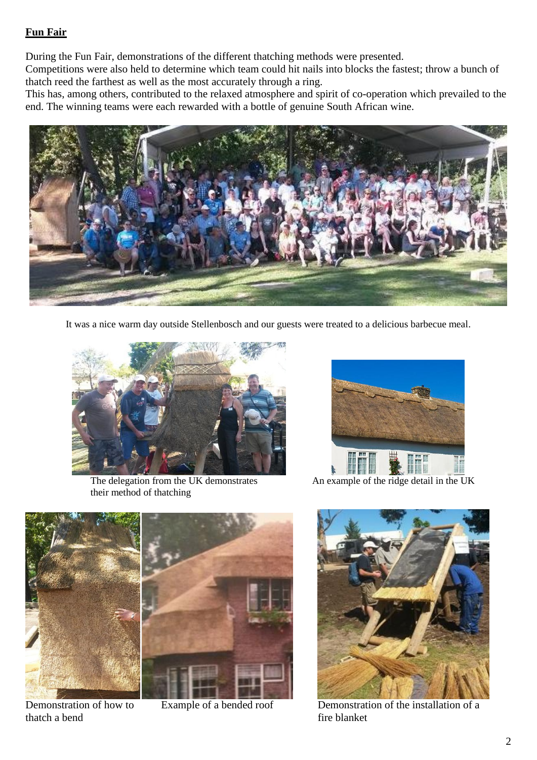**Fun Fair**

During the Fun Fair, demonstrations of the different thatching methods were presented.
Competitions were also held to determine which team could hit nails into blocks the fastest; throw a bunch of thatch reed the farthest as well as the most accurately through a ring.
This has, among others, contributed to the relaxed atmosphere and spirit of co-operation which prevailed to the end. The winning teams were each rewarded with a bottle of genuine South African wine.

It was a nice warm day outside Stellenbosch and our guests were treated to a delicious barbecue meal.

The delegation from the UK demonstrates their method of thatching

An example of the ridge detail in the UK

Demonstration of how to thatch a bend

Example of a bended roof

Demonstration of the installation of a fire blanket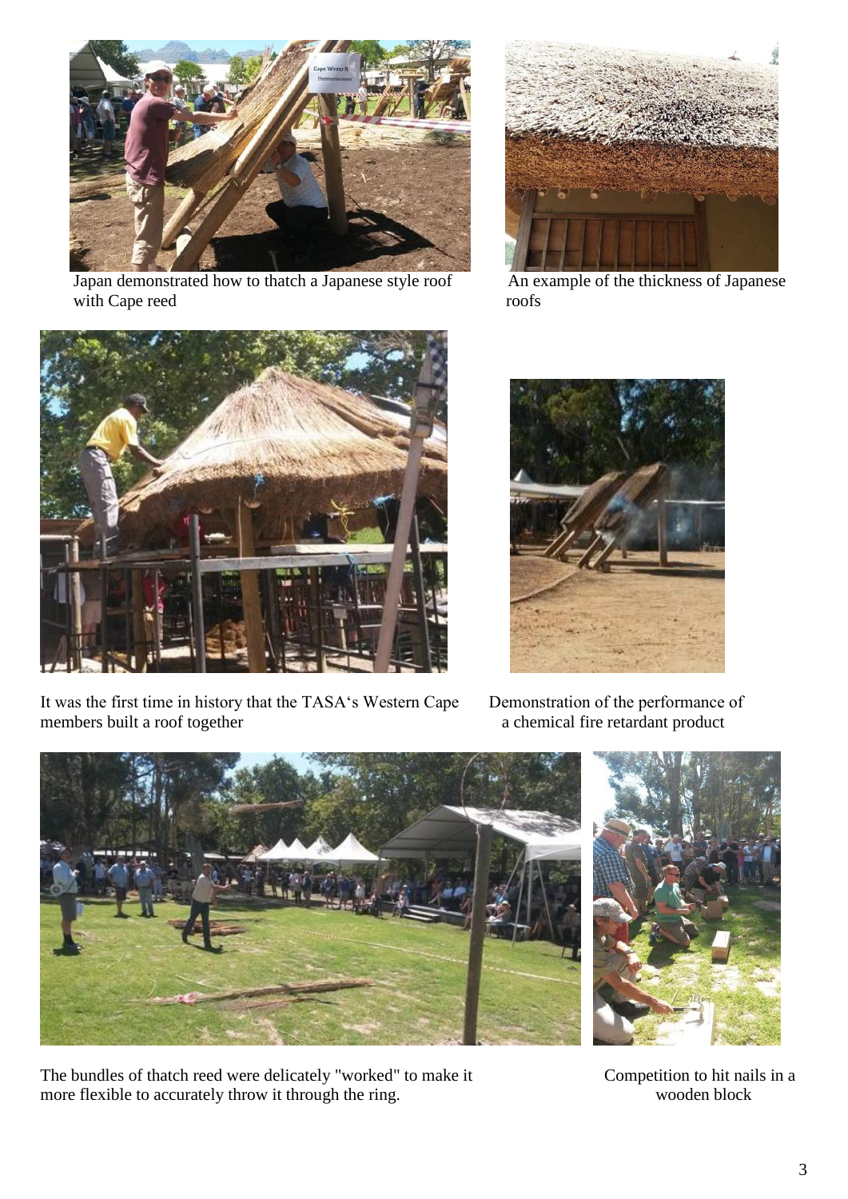Japan demonstrated how to thatch a Japanese style roof with Cape reed

An example of the thickness of Japanese roofs

It was the first time in history that the TASA's Western Cape members built a roof together

Demonstration of the performance of a chemical fire retardant product

The bundles of thatch reed were delicately "worked" to make it more flexible to accurately throw it through the ring.

Competition to hit nails in a wooden block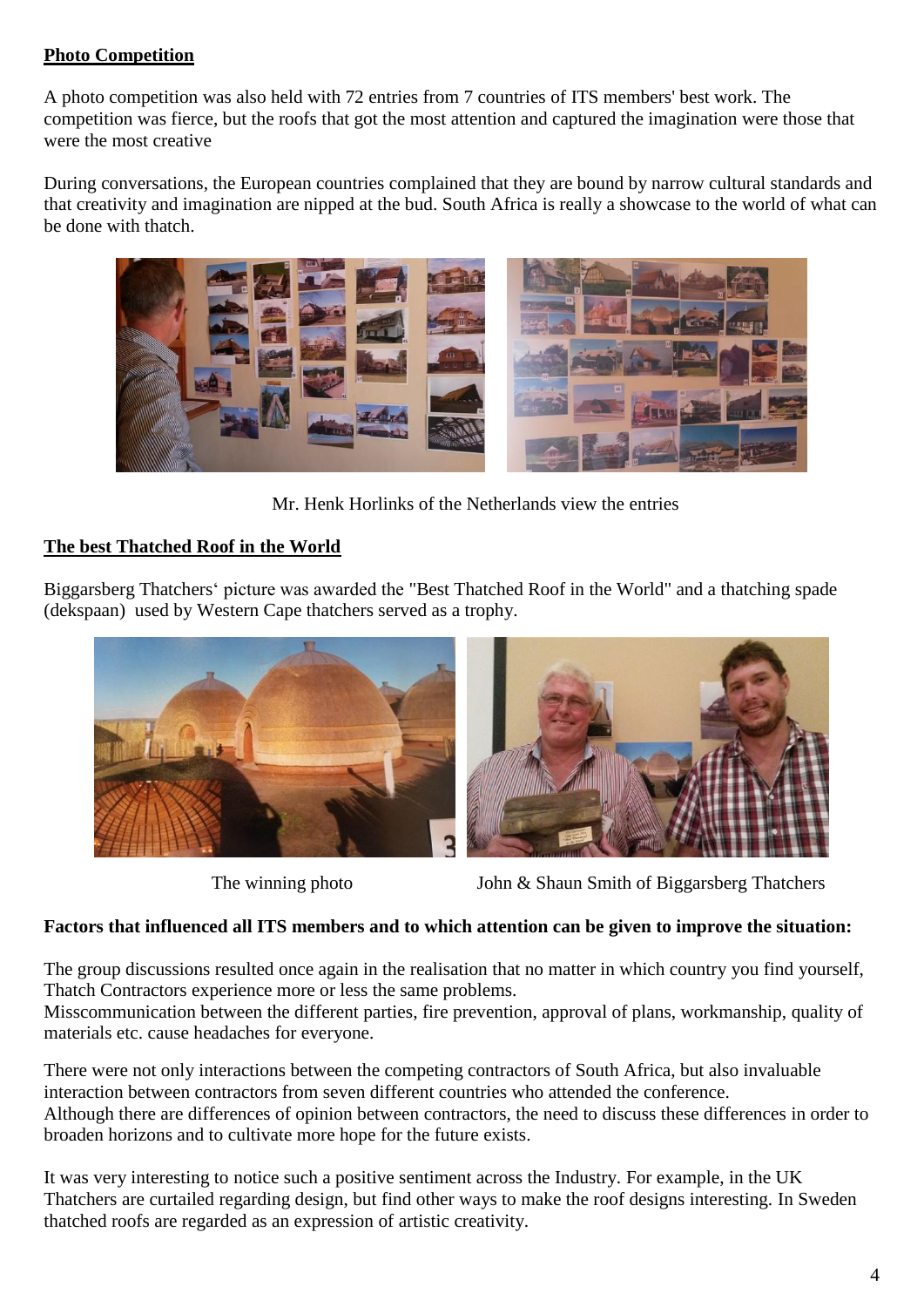## Photo Competition

A photo competition was also held with 72 entries from 7 countries of ITS members' best work. The competition was fierce, but the roofs that got the most attention and captured the imagination were those that were the most creative

During conversations, the European countries complained that they are bound by narrow cultural standards and that creativity and imagination are nipped at the bud. South Africa is really a showcase to the world of what can be done with thatch.

Mr. Henk Horlinks of the Netherlands view the entries

## The best Thatched Roof in the World

Biggarsberg Thatchers' picture was awarded the "Best Thatched Roof in the World" and a thatching spade (dekspaan) used by Western Cape thatchers served as a trophy.

The winning photo

John & Shaun Smith of Biggarsberg Thatchers

**Factors that influenced all ITS members and to which attention can be given to improve the situation:**

The group discussions resulted once again in the realisation that no matter in which country you find yourself, Thatch Contractors experience more or less the same problems.
Misscommunication between the different parties, fire prevention, approval of plans, workmanship, quality of materials etc. cause headaches for everyone.

There were not only interactions between the competing contractors of South Africa, but also invaluable interaction between contractors from seven different countries who attended the conference.
Although there are differences of opinion between contractors, the need to discuss these differences in order to broaden horizons and to cultivate more hope for the future exists.

It was very interesting to notice such a positive sentiment across the Industry. For example, in the UK Thatchers are curtailed regarding design, but find other ways to make the roof designs interesting. In Sweden thatched roofs are regarded as an expression of artistic creativity.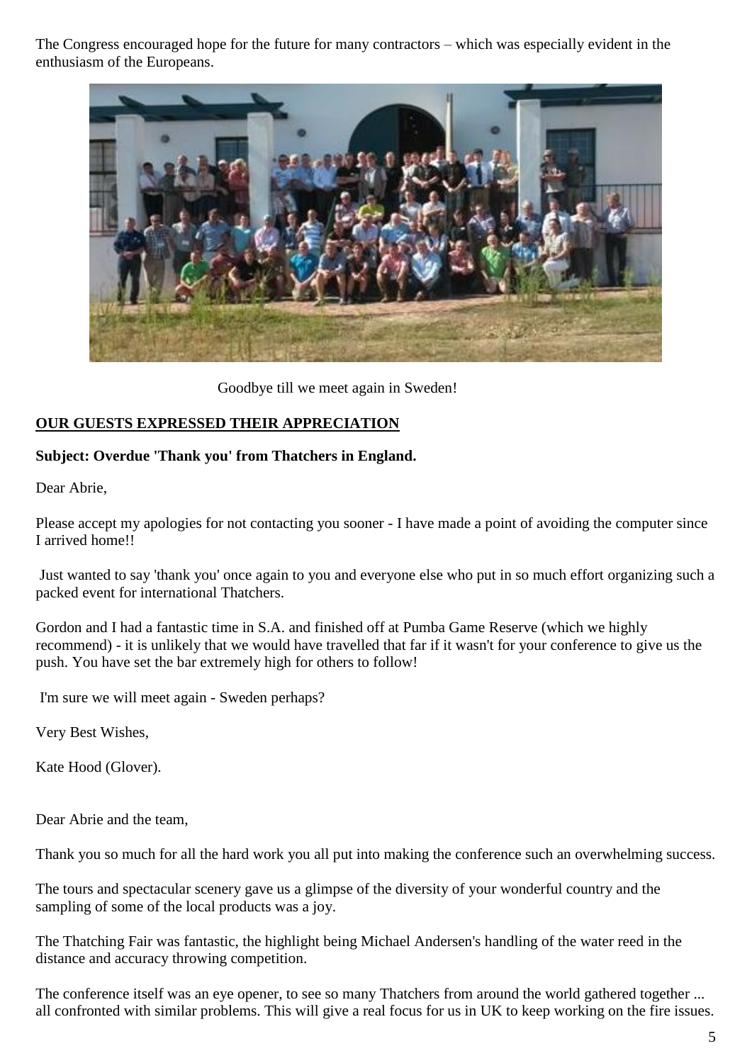The Congress encouraged hope for the future for many contractors – which was especially evident in the enthusiasm of the Europeans.

Goodbye till we meet again in Sweden!

## OUR GUESTS EXPRESSED THEIR APPRECIATION

**Subject: Overdue 'Thank you' from Thatchers in England.**

Dear Abrie,

Please accept my apologies for not contacting you sooner - I have made a point of avoiding the computer since I arrived home!!

Just wanted to say 'thank you' once again to you and everyone else who put in so much effort organizing such a packed event for international Thatchers.

Gordon and I had a fantastic time in S.A. and finished off at Pumba Game Reserve (which we highly recommend) - it is unlikely that we would have travelled that far if it wasn't for your conference to give us the push. You have set the bar extremely high for others to follow!

I'm sure we will meet again - Sweden perhaps?

Very Best Wishes,

Kate Hood (Glover).

Dear Abrie and the team,

Thank you so much for all the hard work you all put into making the conference such an overwhelming success.

The tours and spectacular scenery gave us a glimpse of the diversity of your wonderful country and the sampling of some of the local products was a joy.

The Thatching Fair was fantastic, the highlight being Michael Andersen's handling of the water reed in the distance and accuracy throwing competition.

The conference itself was an eye opener, to see so many Thatchers from around the world gathered together ... all confronted with similar problems. This will give a real focus for us in UK to keep working on the fire issues.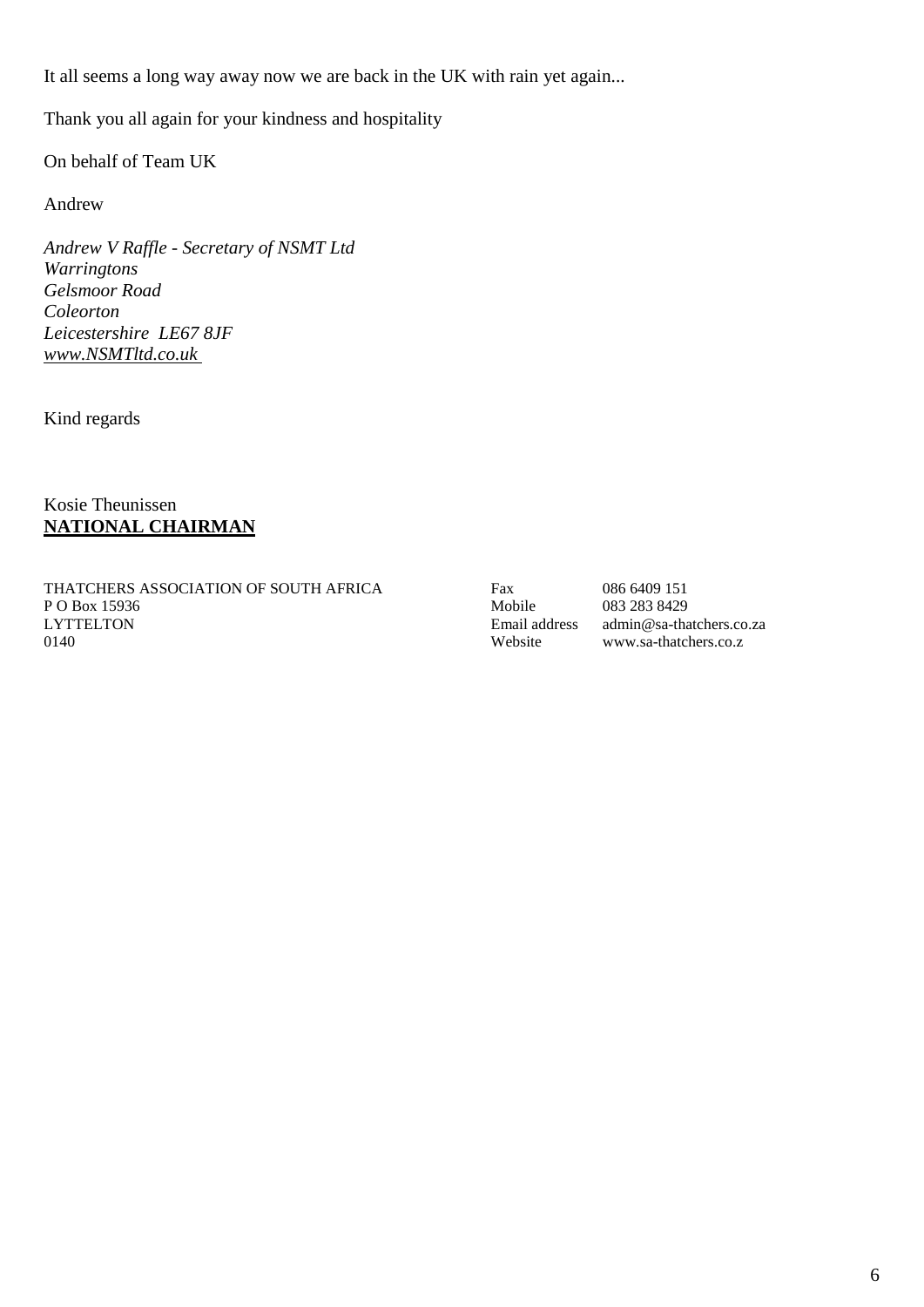It all seems a long way away now we are back in the UK with rain yet again...

Thank you all again for your kindness and hospitality

On behalf of Team UK

Andrew

*Andrew V Raffle - Secretary of NSMT Ltd*
*Warringtons*
*Gelsmoor Road*
*Coleorton*
*Leicestershire LE67 8JF*
*www.NSMTltd.co.uk*

Kind regards

Kosie Theunissen
**NATIONAL CHAIRMAN**

THATCHERS ASSOCIATION OF SOUTH AFRICA
P O Box 15936
LYTTELTON
0140

Fax 086 6409 151
Mobile 083 283 8429
Email address admin@sa-thatchers.co.za
Website www.sa-thatchers.co.z